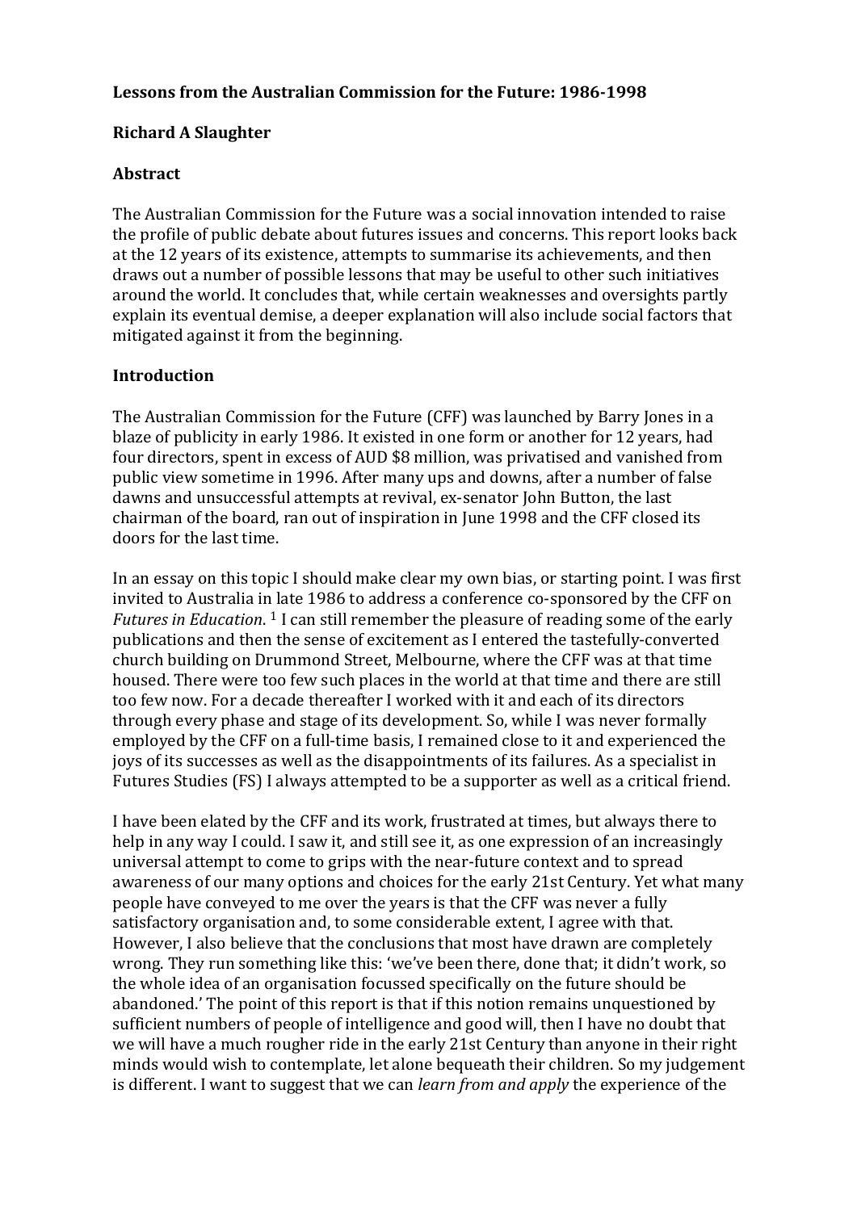**Lessons from the Australian Commission for the Future: 1986-1998**

**Richard A Slaughter**

## Abstract

The Australian Commission for the Future was a social innovation intended to raise the profile of public debate about futures issues and concerns. This report looks back at the 12 years of its existence, attempts to summarise its achievements, and then draws out a number of possible lessons that may be useful to other such initiatives around the world. It concludes that, while certain weaknesses and oversights partly explain its eventual demise, a deeper explanation will also include social factors that mitigated against it from the beginning.

## Introduction

The Australian Commission for the Future (CFF) was launched by Barry Jones in a blaze of publicity in early 1986. It existed in one form or another for 12 years, had four directors, spent in excess of AUD $8 million, was privatised and vanished from public view sometime in 1996. After many ups and downs, after a number of false dawns and unsuccessful attempts at revival, ex-senator John Button, the last chairman of the board, ran out of inspiration in June 1998 and the CFF closed its doors for the last time.

In an essay on this topic I should make clear my own bias, or starting point. I was first invited to Australia in late 1986 to address a conference co-sponsored by the CFF on *Futures in Education*. [1] I can still remember the pleasure of reading some of the early publications and then the sense of excitement as I entered the tastefully-converted church building on Drummond Street, Melbourne, where the CFF was at that time housed. There were too few such places in the world at that time and there are still too few now. For a decade thereafter I worked with it and each of its directors through every phase and stage of its development. So, while I was never formally employed by the CFF on a full-time basis, I remained close to it and experienced the joys of its successes as well as the disappointments of its failures. As a specialist in Futures Studies (FS) I always attempted to be a supporter as well as a critical friend.

I have been elated by the CFF and its work, frustrated at times, but always there to help in any way I could. I saw it, and still see it, as one expression of an increasingly universal attempt to come to grips with the near-future context and to spread awareness of our many options and choices for the early 21st Century. Yet what many people have conveyed to me over the years is that the CFF was never a fully satisfactory organisation and, to some considerable extent, I agree with that. However, I also believe that the conclusions that most have drawn are completely wrong. They run something like this: 'we've been there, done that; it didn't work, so the whole idea of an organisation focussed specifically on the future should be abandoned.' The point of this report is that if this notion remains unquestioned by sufficient numbers of people of intelligence and good will, then I have no doubt that we will have a much rougher ride in the early 21st Century than anyone in their right minds would wish to contemplate, let alone bequeath their children. So my judgement is different. I want to suggest that we can *learn from and apply* the experience of the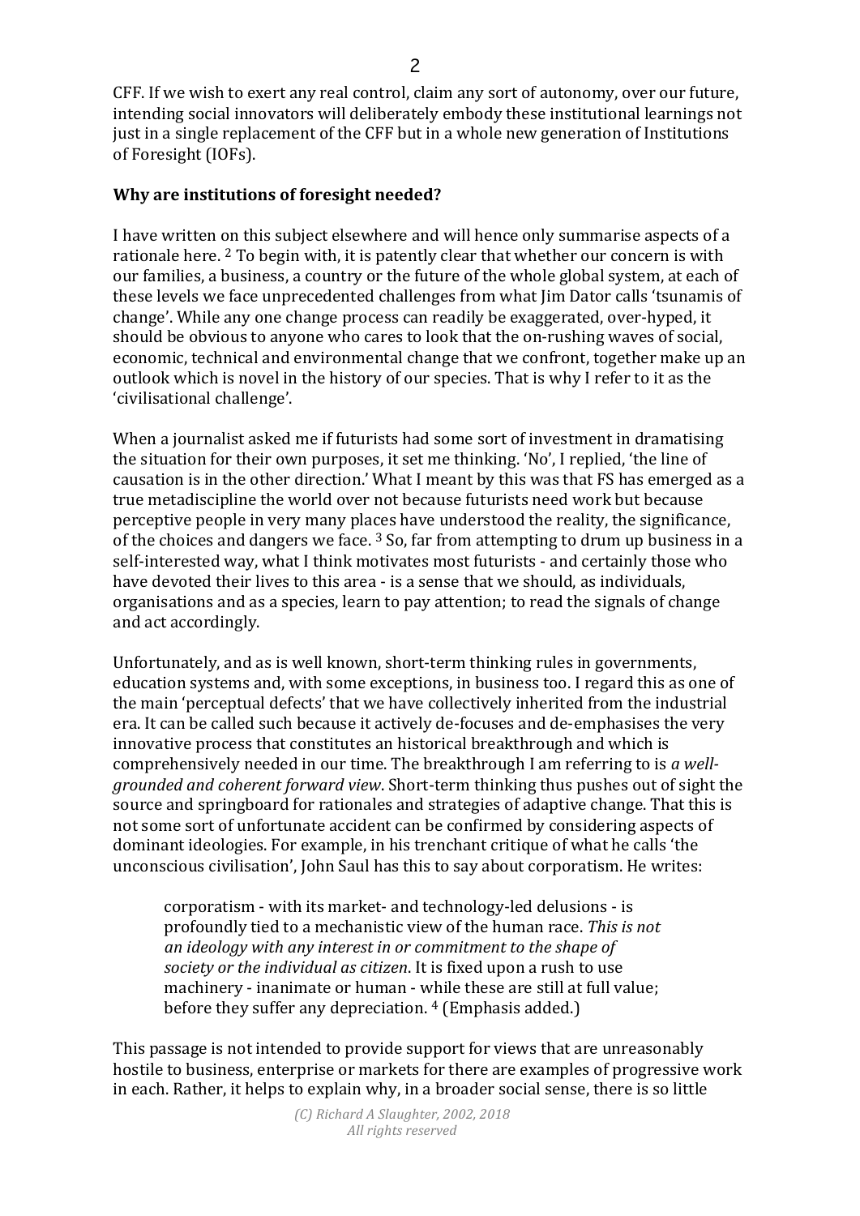CFF. If we wish to exert any real control, claim any sort of autonomy, over our future, intending social innovators will deliberately embody these institutional learnings not just in a single replacement of the CFF but in a whole new generation of Institutions of Foresight (IOFs).

**Why are institutions of foresight needed?**

I have written on this subject elsewhere and will hence only summarise aspects of a rationale here. [2] To begin with, it is patently clear that whether our concern is with our families, a business, a country or the future of the whole global system, at each of these levels we face unprecedented challenges from what Jim Dator calls 'tsunamis of change'. While any one change process can readily be exaggerated, over-hyped, it should be obvious to anyone who cares to look that the on-rushing waves of social, economic, technical and environmental change that we confront, together make up an outlook which is novel in the history of our species. That is why I refer to it as the 'civilisational challenge'.

When a journalist asked me if futurists had some sort of investment in dramatising the situation for their own purposes, it set me thinking. 'No', I replied, 'the line of causation is in the other direction.' What I meant by this was that FS has emerged as a true metadiscipline the world over not because futurists need work but because perceptive people in very many places have understood the reality, the significance, of the choices and dangers we face. [3] So, far from attempting to drum up business in a self-interested way, what I think motivates most futurists - and certainly those who have devoted their lives to this area - is a sense that we should, as individuals, organisations and as a species, learn to pay attention; to read the signals of change and act accordingly.

Unfortunately, and as is well known, short-term thinking rules in governments, education systems and, with some exceptions, in business too. I regard this as one of the main 'perceptual defects' that we have collectively inherited from the industrial era. It can be called such because it actively de-focuses and de-emphasises the very innovative process that constitutes an historical breakthrough and which is comprehensively needed in our time. The breakthrough I am referring to is *a well-grounded and coherent forward view*. Short-term thinking thus pushes out of sight the source and springboard for rationales and strategies of adaptive change. That this is not some sort of unfortunate accident can be confirmed by considering aspects of dominant ideologies. For example, in his trenchant critique of what he calls 'the unconscious civilisation', John Saul has this to say about corporatism. He writes:

> corporatism - with its market- and technology-led delusions - is profoundly tied to a mechanistic view of the human race. *This is not an ideology with any interest in or commitment to the shape of society or the individual as citizen*. It is fixed upon a rush to use machinery - inanimate or human - while these are still at full value; before they suffer any depreciation. [4] (Emphasis added.)

This passage is not intended to provide support for views that are unreasonably hostile to business, enterprise or markets for there are examples of progressive work in each. Rather, it helps to explain why, in a broader social sense, there is so little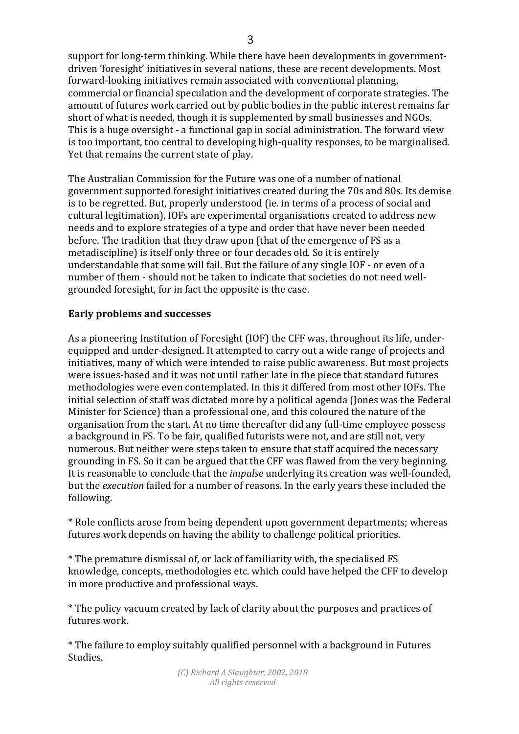support for long-term thinking. While there have been developments in government-driven 'foresight' initiatives in several nations, these are recent developments. Most forward-looking initiatives remain associated with conventional planning, commercial or financial speculation and the development of corporate strategies. The amount of futures work carried out by public bodies in the public interest remains far short of what is needed, though it is supplemented by small businesses and NGOs. This is a huge oversight - a functional gap in social administration. The forward view is too important, too central to developing high-quality responses, to be marginalised. Yet that remains the current state of play.

The Australian Commission for the Future was one of a number of national government supported foresight initiatives created during the 70s and 80s. Its demise is to be regretted. But, properly understood (ie. in terms of a process of social and cultural legitimation), IOFs are experimental organisations created to address new needs and to explore strategies of a type and order that have never been needed before. The tradition that they draw upon (that of the emergence of FS as a metadiscipline) is itself only three or four decades old. So it is entirely understandable that some will fail. But the failure of any single IOF - or even of a number of them - should not be taken to indicate that societies do not need well-grounded foresight, for in fact the opposite is the case.

## Early problems and successes

As a pioneering Institution of Foresight (IOF) the CFF was, throughout its life, under-equipped and under-designed. It attempted to carry out a wide range of projects and initiatives, many of which were intended to raise public awareness. But most projects were issues-based and it was not until rather late in the piece that standard futures methodologies were even contemplated. In this it differed from most other IOFs. The initial selection of staff was dictated more by a political agenda (Jones was the Federal Minister for Science) than a professional one, and this coloured the nature of the organisation from the start. At no time thereafter did any full-time employee possess a background in FS. To be fair, qualified futurists were not, and are still not, very numerous. But neither were steps taken to ensure that staff acquired the necessary grounding in FS. So it can be argued that the CFF was flawed from the very beginning. It is reasonable to conclude that the *impulse* underlying its creation was well-founded, but the *execution* failed for a number of reasons. In the early years these included the following.

* Role conflicts arose from being dependent upon government departments; whereas futures work depends on having the ability to challenge political priorities.

* The premature dismissal of, or lack of familiarity with, the specialised FS knowledge, concepts, methodologies etc. which could have helped the CFF to develop in more productive and professional ways.

* The policy vacuum created by lack of clarity about the purposes and practices of futures work.

* The failure to employ suitably qualified personnel with a background in Futures Studies.

*(C) Richard A Slaughter, 2002, 2018*
*All rights reserved*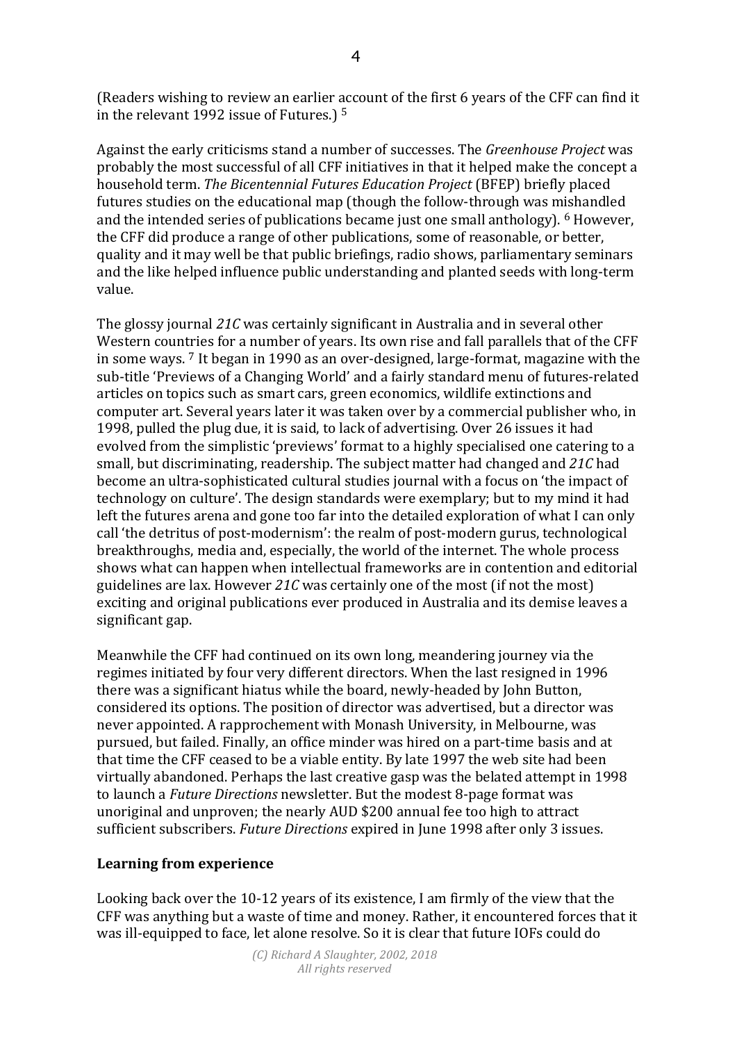(Readers wishing to review an earlier account of the first 6 years of the CFF can find it in the relevant 1992 issue of Futures.) [5]

Against the early criticisms stand a number of successes. The *Greenhouse Project* was probably the most successful of all CFF initiatives in that it helped make the concept a household term. *The Bicentennial Futures Education Project* (BFEP) briefly placed futures studies on the educational map (though the follow-through was mishandled and the intended series of publications became just one small anthology). [6] However, the CFF did produce a range of other publications, some of reasonable, or better, quality and it may well be that public briefings, radio shows, parliamentary seminars and the like helped influence public understanding and planted seeds with long-term value.

The glossy journal *21C* was certainly significant in Australia and in several other Western countries for a number of years. Its own rise and fall parallels that of the CFF in some ways. [7] It began in 1990 as an over-designed, large-format, magazine with the sub-title 'Previews of a Changing World' and a fairly standard menu of futures-related articles on topics such as smart cars, green economics, wildlife extinctions and computer art. Several years later it was taken over by a commercial publisher who, in 1998, pulled the plug due, it is said, to lack of advertising. Over 26 issues it had evolved from the simplistic 'previews' format to a highly specialised one catering to a small, but discriminating, readership. The subject matter had changed and *21C* had become an ultra-sophisticated cultural studies journal with a focus on 'the impact of technology on culture'. The design standards were exemplary; but to my mind it had left the futures arena and gone too far into the detailed exploration of what I can only call 'the detritus of post-modernism': the realm of post-modern gurus, technological breakthroughs, media and, especially, the world of the internet. The whole process shows what can happen when intellectual frameworks are in contention and editorial guidelines are lax. However *21C* was certainly one of the most (if not the most) exciting and original publications ever produced in Australia and its demise leaves a significant gap.

Meanwhile the CFF had continued on its own long, meandering journey via the regimes initiated by four very different directors. When the last resigned in 1996 there was a significant hiatus while the board, newly-headed by John Button, considered its options. The position of director was advertised, but a director was never appointed. A rapprochement with Monash University, in Melbourne, was pursued, but failed. Finally, an office minder was hired on a part-time basis and at that time the CFF ceased to be a viable entity. By late 1997 the web site had been virtually abandoned. Perhaps the last creative gasp was the belated attempt in 1998 to launch a *Future Directions* newsletter. But the modest 8-page format was unoriginal and unproven; the nearly AUD $200 annual fee too high to attract sufficient subscribers. *Future Directions* expired in June 1998 after only 3 issues.

## Learning from experience

Looking back over the 10-12 years of its existence, I am firmly of the view that the CFF was anything but a waste of time and money. Rather, it encountered forces that it was ill-equipped to face, let alone resolve. So it is clear that future IOFs could do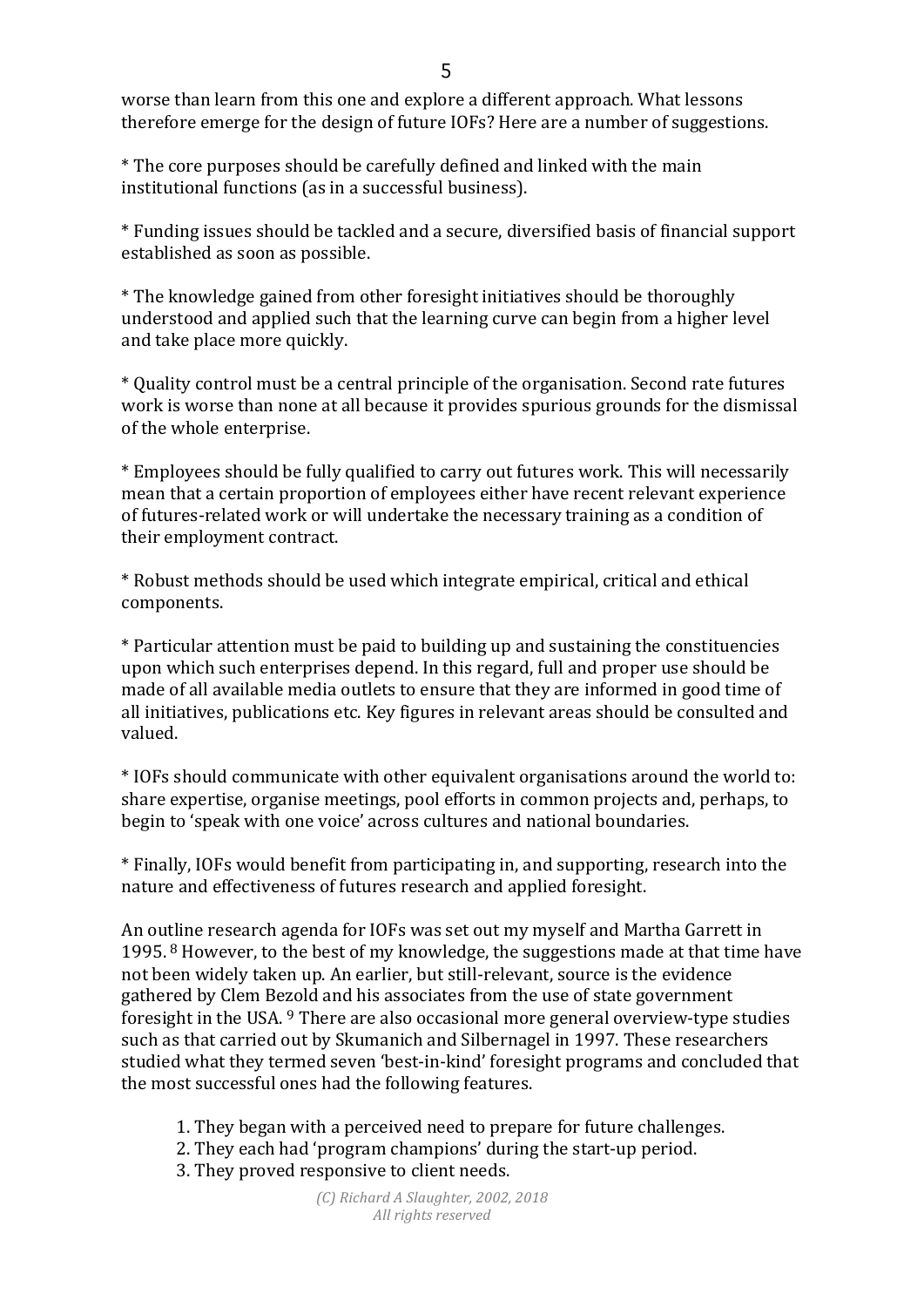worse than learn from this one and explore a different approach. What lessons therefore emerge for the design of future IOFs? Here are a number of suggestions.

* The core purposes should be carefully defined and linked with the main institutional functions (as in a successful business).

* Funding issues should be tackled and a secure, diversified basis of financial support established as soon as possible.

* The knowledge gained from other foresight initiatives should be thoroughly understood and applied such that the learning curve can begin from a higher level and take place more quickly.

* Quality control must be a central principle of the organisation. Second rate futures work is worse than none at all because it provides spurious grounds for the dismissal of the whole enterprise.

* Employees should be fully qualified to carry out futures work. This will necessarily mean that a certain proportion of employees either have recent relevant experience of futures-related work or will undertake the necessary training as a condition of their employment contract.

* Robust methods should be used which integrate empirical, critical and ethical components.

* Particular attention must be paid to building up and sustaining the constituencies upon which such enterprises depend. In this regard, full and proper use should be made of all available media outlets to ensure that they are informed in good time of all initiatives, publications etc. Key figures in relevant areas should be consulted and valued.

* IOFs should communicate with other equivalent organisations around the world to: share expertise, organise meetings, pool efforts in common projects and, perhaps, to begin to 'speak with one voice' across cultures and national boundaries.

* Finally, IOFs would benefit from participating in, and supporting, research into the nature and effectiveness of futures research and applied foresight.

An outline research agenda for IOFs was set out my myself and Martha Garrett in 1995. [8] However, to the best of my knowledge, the suggestions made at that time have not been widely taken up. An earlier, but still-relevant, source is the evidence gathered by Clem Bezold and his associates from the use of state government foresight in the USA. [9] There are also occasional more general overview-type studies such as that carried out by Skumanich and Silbernagel in 1997. These researchers studied what they termed seven 'best-in-kind' foresight programs and concluded that the most successful ones had the following features.

1. They began with a perceived need to prepare for future challenges.
2. They each had 'program champions' during the start-up period.
3. They proved responsive to client needs.

*(C) Richard A Slaughter, 2002, 2018*
*All rights reserved*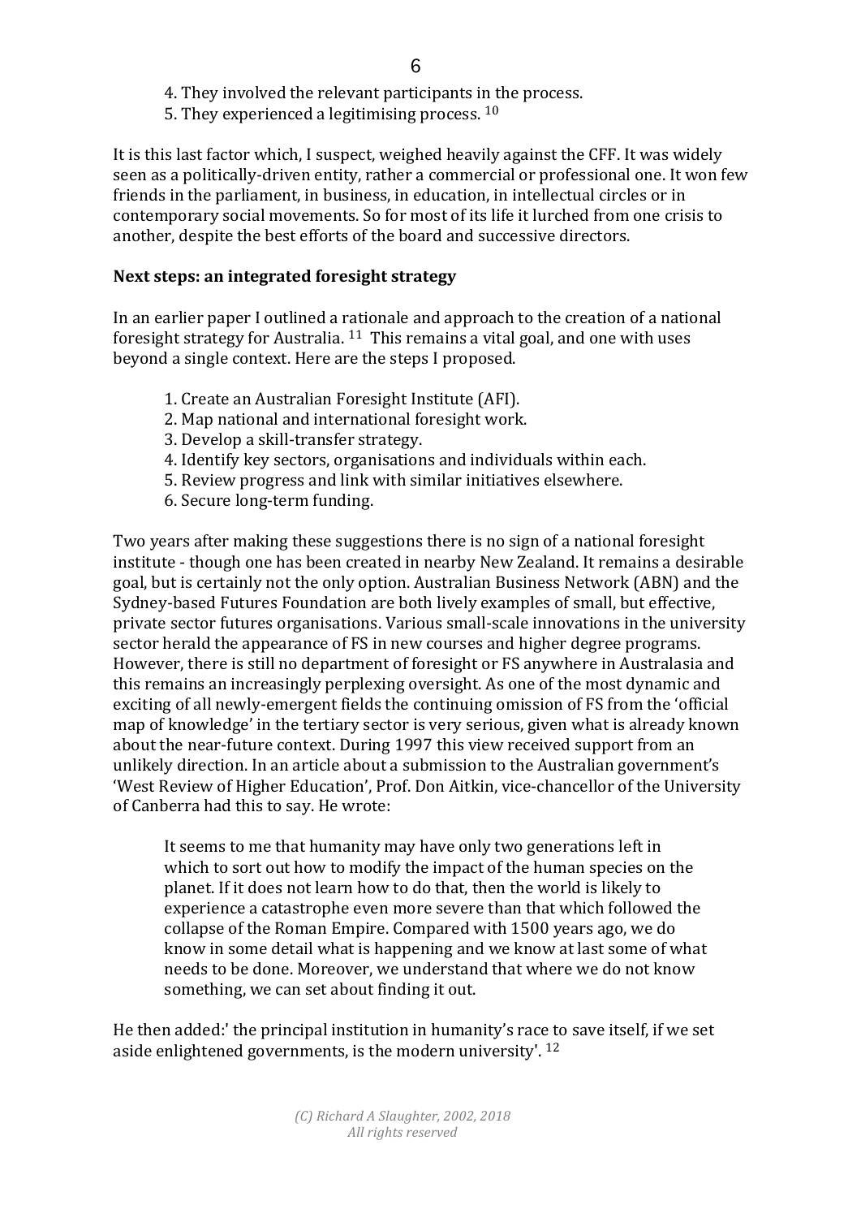4. They involved the relevant participants in the process.
5. They experienced a legitimising process. [10]

It is this last factor which, I suspect, weighed heavily against the CFF. It was widely seen as a politically-driven entity, rather a commercial or professional one. It won few friends in the parliament, in business, in education, in intellectual circles or in contemporary social movements. So for most of its life it lurched from one crisis to another, despite the best efforts of the board and successive directors.

**Next steps: an integrated foresight strategy**

In an earlier paper I outlined a rationale and approach to the creation of a national foresight strategy for Australia. [11] This remains a vital goal, and one with uses beyond a single context. Here are the steps I proposed.

1. Create an Australian Foresight Institute (AFI).
2. Map national and international foresight work.
3. Develop a skill-transfer strategy.
4. Identify key sectors, organisations and individuals within each.
5. Review progress and link with similar initiatives elsewhere.
6. Secure long-term funding.

Two years after making these suggestions there is no sign of a national foresight institute - though one has been created in nearby New Zealand. It remains a desirable goal, but is certainly not the only option. Australian Business Network (ABN) and the Sydney-based Futures Foundation are both lively examples of small, but effective, private sector futures organisations. Various small-scale innovations in the university sector herald the appearance of FS in new courses and higher degree programs. However, there is still no department of foresight or FS anywhere in Australasia and this remains an increasingly perplexing oversight. As one of the most dynamic and exciting of all newly-emergent fields the continuing omission of FS from the 'official map of knowledge' in the tertiary sector is very serious, given what is already known about the near-future context. During 1997 this view received support from an unlikely direction. In an article about a submission to the Australian government's 'West Review of Higher Education', Prof. Don Aitkin, vice-chancellor of the University of Canberra had this to say. He wrote:

> It seems to me that humanity may have only two generations left in which to sort out how to modify the impact of the human species on the planet. If it does not learn how to do that, then the world is likely to experience a catastrophe even more severe than that which followed the collapse of the Roman Empire. Compared with 1500 years ago, we do know in some detail what is happening and we know at last some of what needs to be done. Moreover, we understand that where we do not know something, we can set about finding it out.

He then added:' the principal institution in humanity's race to save itself, if we set aside enlightened governments, is the modern university'. [12]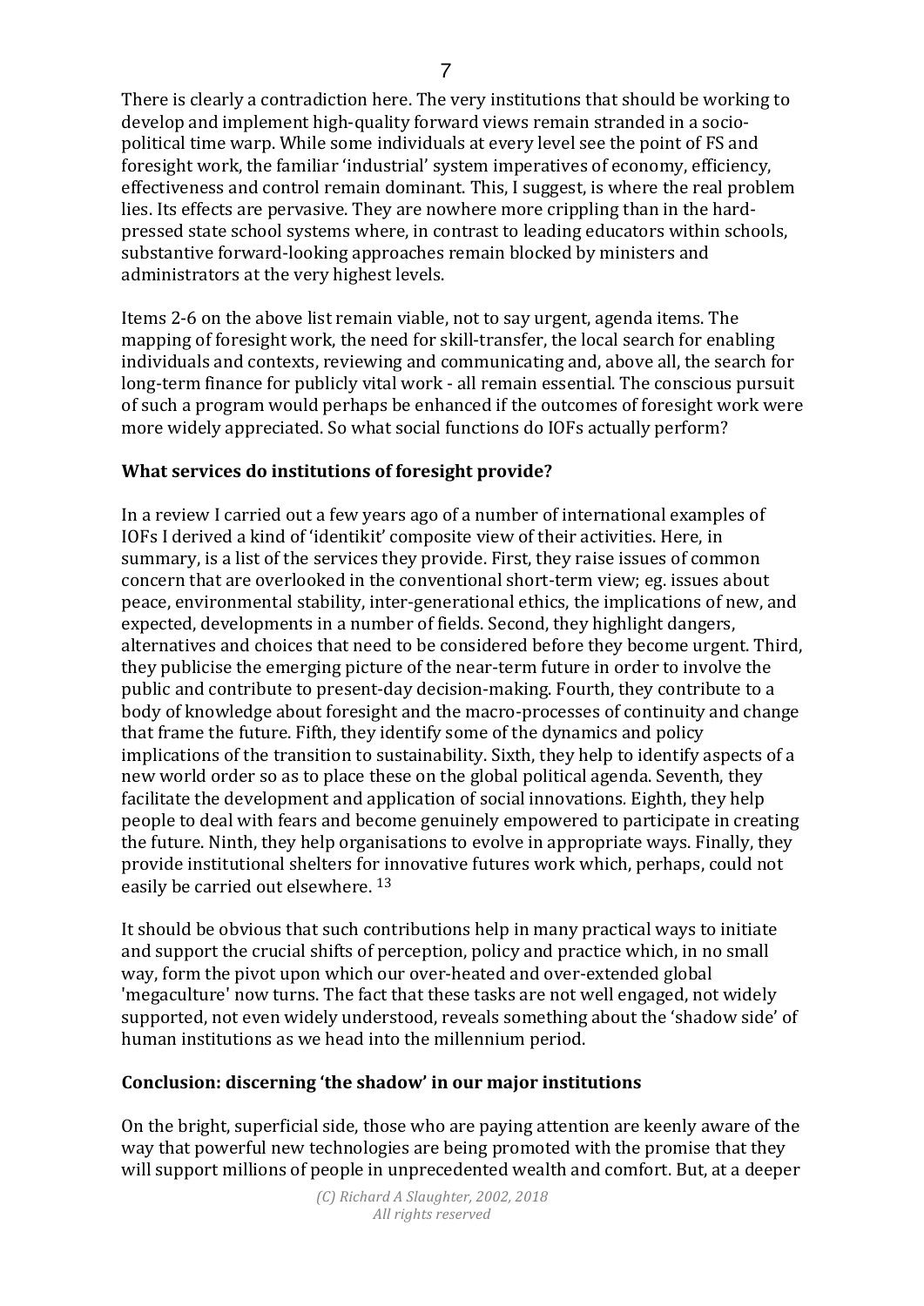There is clearly a contradiction here. The very institutions that should be working to develop and implement high-quality forward views remain stranded in a socio-political time warp. While some individuals at every level see the point of FS and foresight work, the familiar 'industrial' system imperatives of economy, efficiency, effectiveness and control remain dominant. This, I suggest, is where the real problem lies. Its effects are pervasive. They are nowhere more crippling than in the hard-pressed state school systems where, in contrast to leading educators within schools, substantive forward-looking approaches remain blocked by ministers and administrators at the very highest levels.

Items 2-6 on the above list remain viable, not to say urgent, agenda items. The mapping of foresight work, the need for skill-transfer, the local search for enabling individuals and contexts, reviewing and communicating and, above all, the search for long-term finance for publicly vital work - all remain essential. The conscious pursuit of such a program would perhaps be enhanced if the outcomes of foresight work were more widely appreciated. So what social functions do IOFs actually perform?

## What services do institutions of foresight provide?

In a review I carried out a few years ago of a number of international examples of IOFs I derived a kind of 'identikit' composite view of their activities. Here, in summary, is a list of the services they provide. First, they raise issues of common concern that are overlooked in the conventional short-term view; eg. issues about peace, environmental stability, inter-generational ethics, the implications of new, and expected, developments in a number of fields. Second, they highlight dangers, alternatives and choices that need to be considered before they become urgent. Third, they publicise the emerging picture of the near-term future in order to involve the public and contribute to present-day decision-making. Fourth, they contribute to a body of knowledge about foresight and the macro-processes of continuity and change that frame the future. Fifth, they identify some of the dynamics and policy implications of the transition to sustainability. Sixth, they help to identify aspects of a new world order so as to place these on the global political agenda. Seventh, they facilitate the development and application of social innovations. Eighth, they help people to deal with fears and become genuinely empowered to participate in creating the future. Ninth, they help organisations to evolve in appropriate ways. Finally, they provide institutional shelters for innovative futures work which, perhaps, could not easily be carried out elsewhere. [13]

It should be obvious that such contributions help in many practical ways to initiate and support the crucial shifts of perception, policy and practice which, in no small way, form the pivot upon which our over-heated and over-extended global 'megaculture' now turns. The fact that these tasks are not well engaged, not widely supported, not even widely understood, reveals something about the 'shadow side' of human institutions as we head into the millennium period.

## Conclusion: discerning 'the shadow' in our major institutions

On the bright, superficial side, those who are paying attention are keenly aware of the way that powerful new technologies are being promoted with the promise that they will support millions of people in unprecedented wealth and comfort. But, at a deeper

*(C) Richard A Slaughter, 2002, 2018*
*All rights reserved*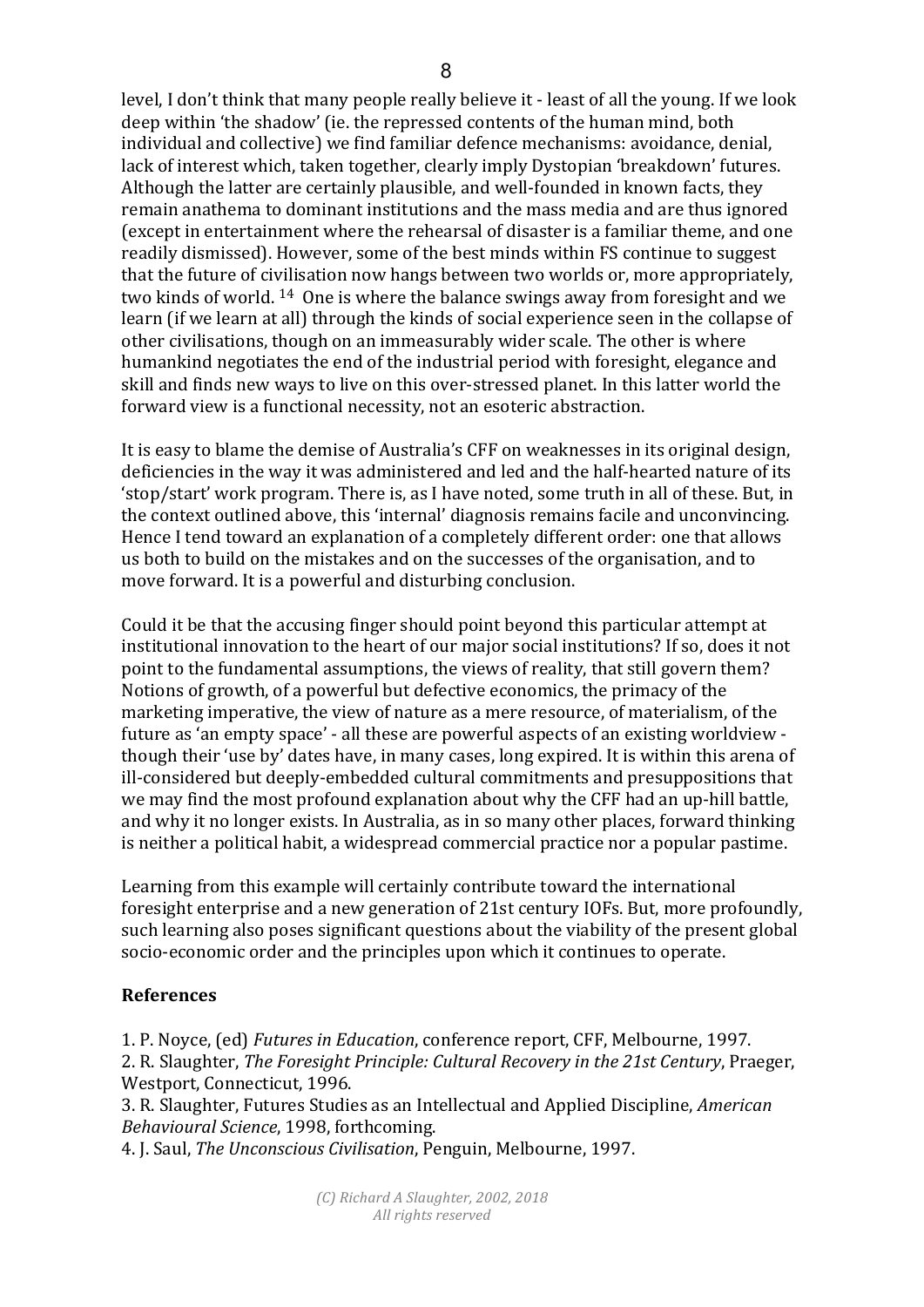level, I don't think that many people really believe it - least of all the young. If we look deep within 'the shadow' (ie. the repressed contents of the human mind, both individual and collective) we find familiar defence mechanisms: avoidance, denial, lack of interest which, taken together, clearly imply Dystopian 'breakdown' futures. Although the latter are certainly plausible, and well-founded in known facts, they remain anathema to dominant institutions and the mass media and are thus ignored (except in entertainment where the rehearsal of disaster is a familiar theme, and one readily dismissed). However, some of the best minds within FS continue to suggest that the future of civilisation now hangs between two worlds or, more appropriately, two kinds of world. [14] One is where the balance swings away from foresight and we learn (if we learn at all) through the kinds of social experience seen in the collapse of other civilisations, though on an immeasurably wider scale. The other is where humankind negotiates the end of the industrial period with foresight, elegance and skill and finds new ways to live on this over-stressed planet. In this latter world the forward view is a functional necessity, not an esoteric abstraction.

It is easy to blame the demise of Australia's CFF on weaknesses in its original design, deficiencies in the way it was administered and led and the half-hearted nature of its 'stop/start' work program. There is, as I have noted, some truth in all of these. But, in the context outlined above, this 'internal' diagnosis remains facile and unconvincing. Hence I tend toward an explanation of a completely different order: one that allows us both to build on the mistakes and on the successes of the organisation, and to move forward. It is a powerful and disturbing conclusion.

Could it be that the accusing finger should point beyond this particular attempt at institutional innovation to the heart of our major social institutions? If so, does it not point to the fundamental assumptions, the views of reality, that still govern them? Notions of growth, of a powerful but defective economics, the primacy of the marketing imperative, the view of nature as a mere resource, of materialism, of the future as 'an empty space' - all these are powerful aspects of an existing worldview - though their 'use by' dates have, in many cases, long expired. It is within this arena of ill-considered but deeply-embedded cultural commitments and presuppositions that we may find the most profound explanation about why the CFF had an up-hill battle, and why it no longer exists. In Australia, as in so many other places, forward thinking is neither a political habit, a widespread commercial practice nor a popular pastime.

Learning from this example will certainly contribute toward the international foresight enterprise and a new generation of 21st century IOFs. But, more profoundly, such learning also poses significant questions about the viability of the present global socio-economic order and the principles upon which it continues to operate.

## References

1. P. Noyce, (ed) *Futures in Education*, conference report, CFF, Melbourne, 1997.
2. R. Slaughter, *The Foresight Principle: Cultural Recovery in the 21st Century*, Praeger, Westport, Connecticut, 1996.
3. R. Slaughter, Futures Studies as an Intellectual and Applied Discipline, *American Behavioural Science*, 1998, forthcoming.
4. J. Saul, *The Unconscious Civilisation*, Penguin, Melbourne, 1997.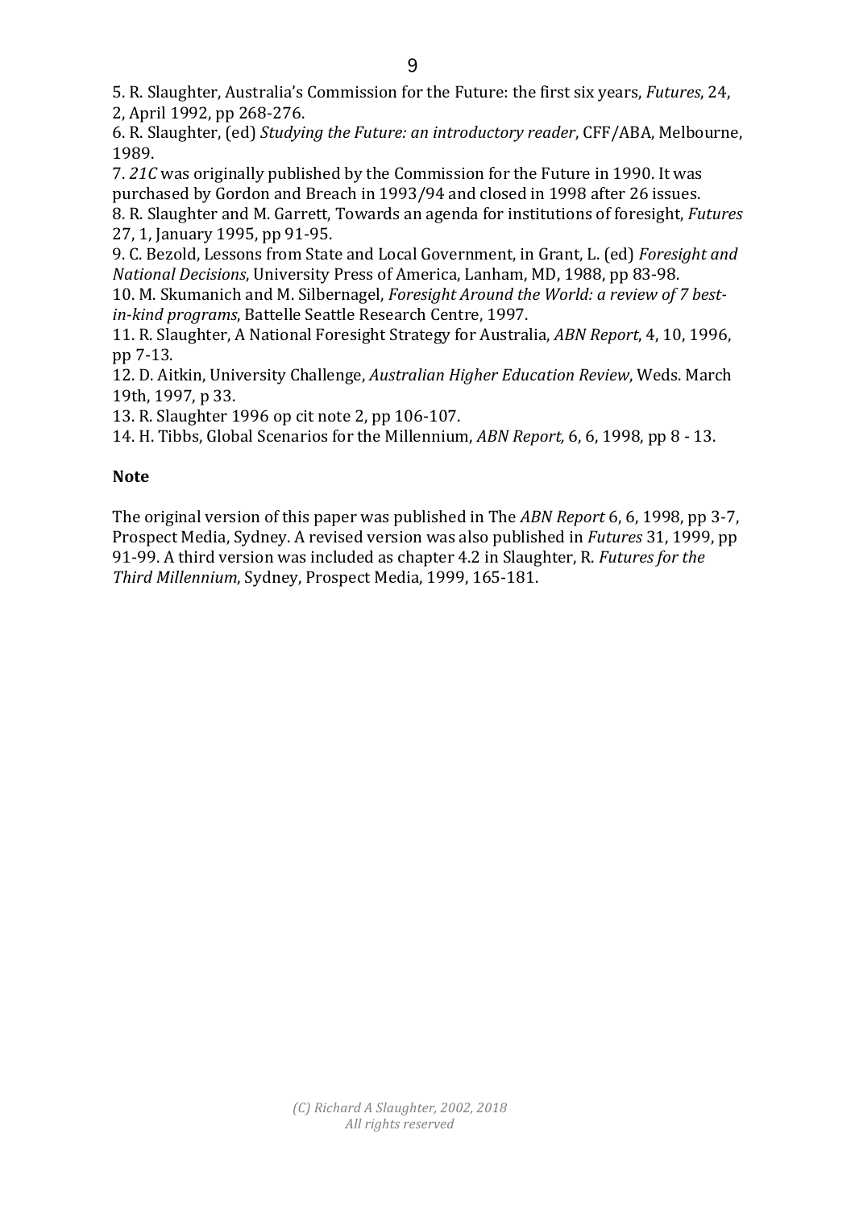5. R. Slaughter, Australia's Commission for the Future: the first six years, *Futures*, 24, 2, April 1992, pp 268-276.

6. R. Slaughter, (ed) *Studying the Future: an introductory reader*, CFF/ABA, Melbourne, 1989.

7. *21C* was originally published by the Commission for the Future in 1990. It was purchased by Gordon and Breach in 1993/94 and closed in 1998 after 26 issues.

8. R. Slaughter and M. Garrett, Towards an agenda for institutions of foresight, *Futures* 27, 1, January 1995, pp 91-95.

9. C. Bezold, Lessons from State and Local Government, in Grant, L. (ed) *Foresight and National Decisions*, University Press of America, Lanham, MD, 1988, pp 83-98.

10. M. Skumanich and M. Silbernagel, *Foresight Around the World: a review of 7 best-in-kind programs*, Battelle Seattle Research Centre, 1997.

11. R. Slaughter, A National Foresight Strategy for Australia, *ABN Report*, 4, 10, 1996, pp 7-13.

12. D. Aitkin, University Challenge, *Australian Higher Education Review*, Weds. March 19th, 1997, p 33.

13. R. Slaughter 1996 op cit note 2, pp 106-107.

14. H. Tibbs, Global Scenarios for the Millennium, *ABN Report,* 6, 6, 1998, pp 8 - 13.

**Note**

The original version of this paper was published in The *ABN Report* 6, 6, 1998, pp 3-7, Prospect Media, Sydney. A revised version was also published in *Futures* 31, 1999, pp 91-99. A third version was included as chapter 4.2 in Slaughter, R. *Futures for the Third Millennium*, Sydney, Prospect Media, 1999, 165-181.

*(C) Richard A Slaughter, 2002, 2018*
*All rights reserved*